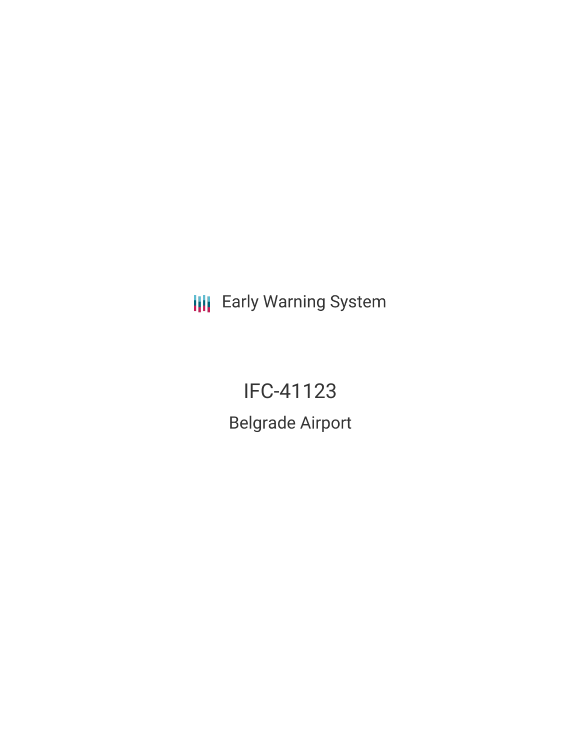Early Warning System

# IFC-41123

## Belgrade Airport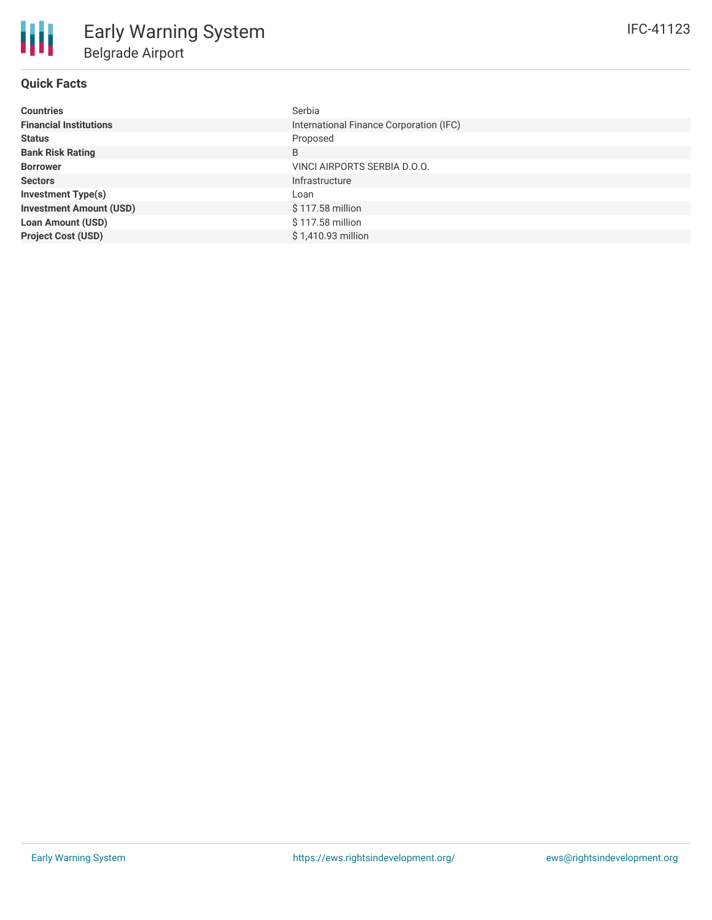# Early Warning System

## Belgrade Airport

IFC-41123

### Quick Facts

| | |
|---|---|
| **Countries** | Serbia |
| **Financial Institutions** | International Finance Corporation (IFC) |
| **Status** | Proposed |
| **Bank Risk Rating** | B |
| **Borrower** | VINCI AIRPORTS SERBIA D.O.O. |
| **Sectors** | Infrastructure |
| **Investment Type(s)** | Loan |
| **Investment Amount (USD)** | $ 117.58 million |
| **Loan Amount (USD)** | $ 117.58 million |
| **Project Cost (USD)** | $ 1,410.93 million |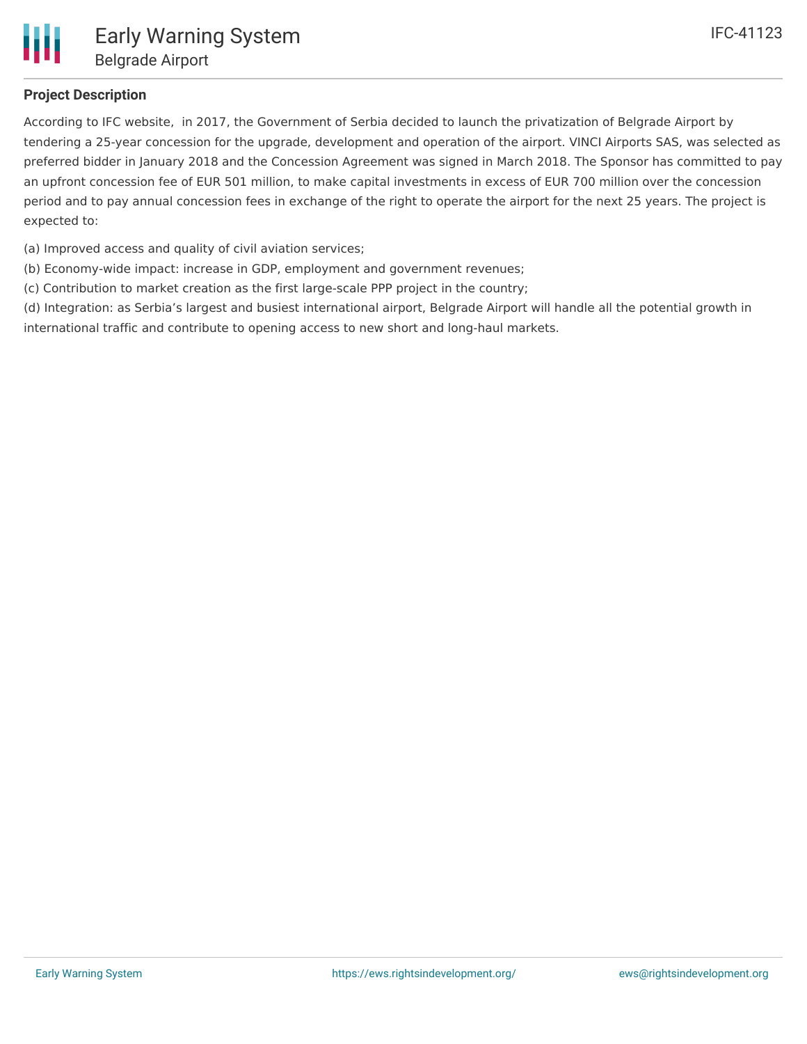## Project Description

According to IFC website,  in 2017, the Government of Serbia decided to launch the privatization of Belgrade Airport by tendering a 25-year concession for the upgrade, development and operation of the airport. VINCI Airports SAS, was selected as preferred bidder in January 2018 and the Concession Agreement was signed in March 2018. The Sponsor has committed to pay an upfront concession fee of EUR 501 million, to make capital investments in excess of EUR 700 million over the concession period and to pay annual concession fees in exchange of the right to operate the airport for the next 25 years. The project is expected to:

(a) Improved access and quality of civil aviation services;
(b) Economy-wide impact: increase in GDP, employment and government revenues;
(c) Contribution to market creation as the first large-scale PPP project in the country;
(d) Integration: as Serbia's largest and busiest international airport, Belgrade Airport will handle all the potential growth in international traffic and contribute to opening access to new short and long-haul markets.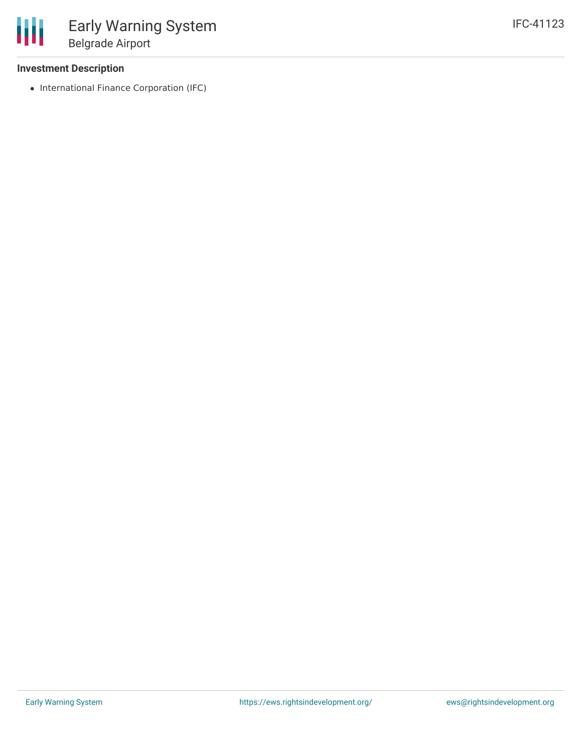**Investment Description**

- International Finance Corporation (IFC)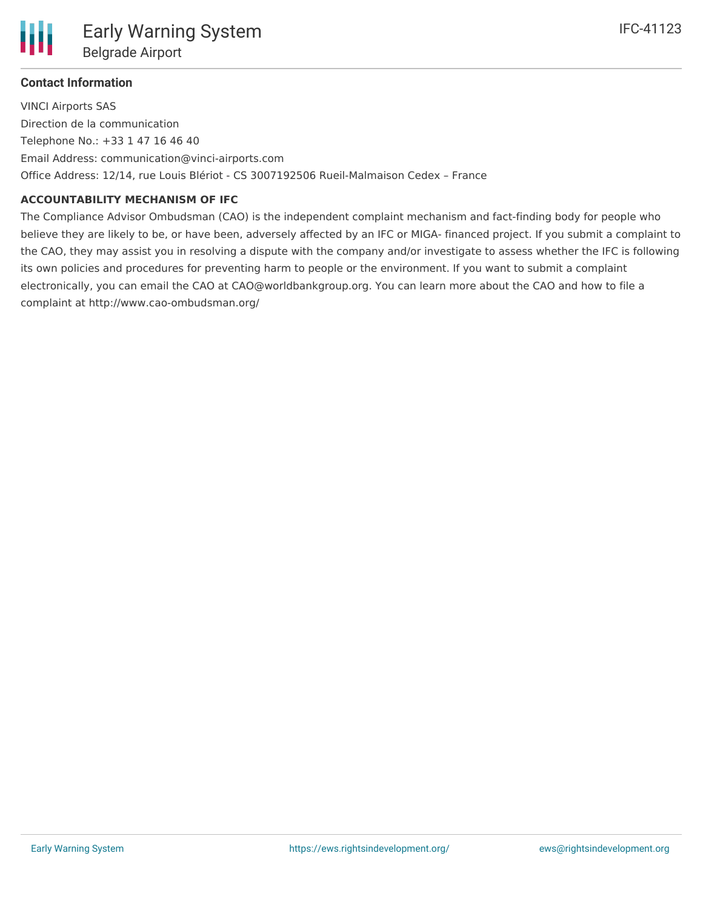**Contact Information**

VINCI Airports SAS

Direction de la communication

Telephone No.: +33 1 47 16 46 40

Email Address: communication@vinci-airports.com

Office Address: 12/14, rue Louis Blériot - CS 3007192506 Rueil-Malmaison Cedex – France

**ACCOUNTABILITY MECHANISM OF IFC**

The Compliance Advisor Ombudsman (CAO) is the independent complaint mechanism and fact-finding body for people who believe they are likely to be, or have been, adversely affected by an IFC or MIGA- financed project. If you submit a complaint to the CAO, they may assist you in resolving a dispute with the company and/or investigate to assess whether the IFC is following its own policies and procedures for preventing harm to people or the environment. If you want to submit a complaint electronically, you can email the CAO at CAO@worldbankgroup.org. You can learn more about the CAO and how to file a complaint at http://www.cao-ombudsman.org/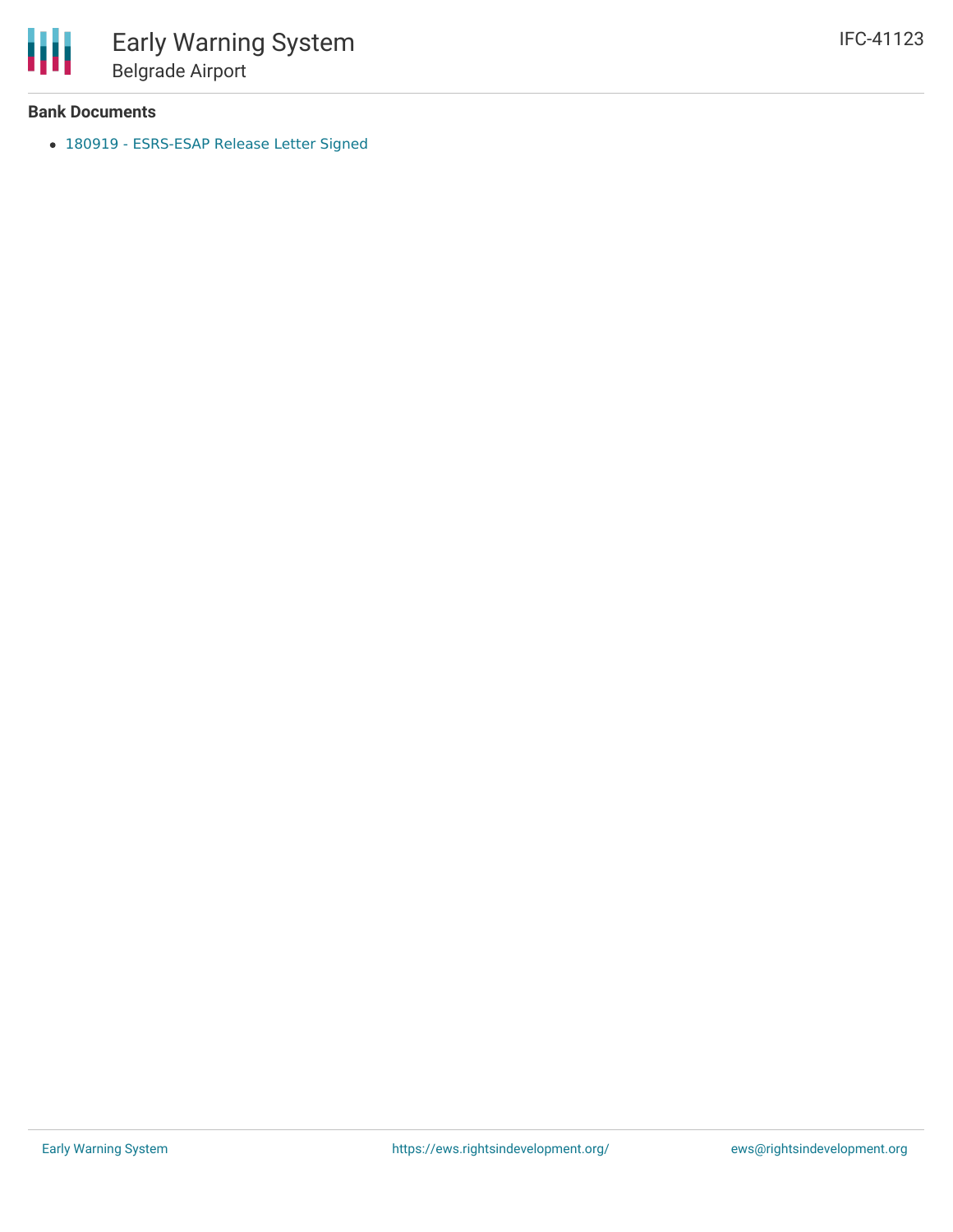**Bank Documents**

- 180919 - ESRS-ESAP Release Letter Signed